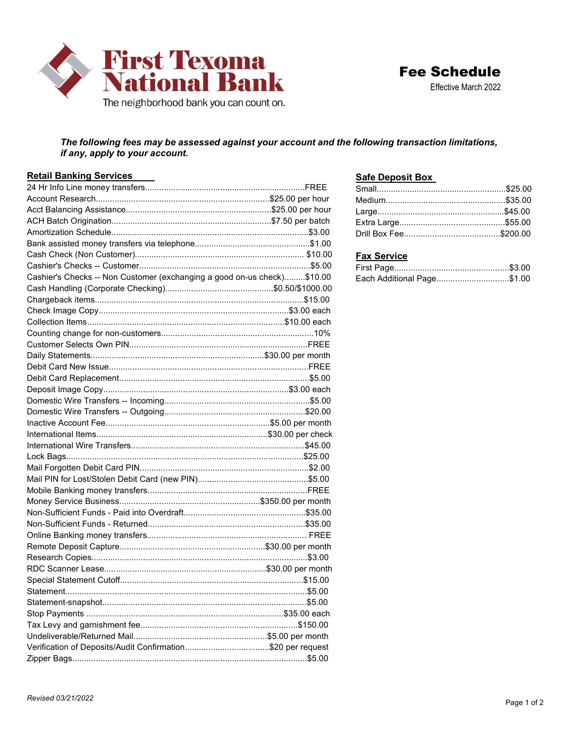# First Texoma National Bank

The neighborhood bank you can count on.

## Fee Schedule

Effective March 2022

***The following fees may be assessed against your account and the following transaction limitations, if any, apply to your account.***

### Retail Banking Services

| Service | Fee |
|---|---|
| 24 Hr Info Line money transfers | FREE |
| Account Research | $25.00 per hour |
| Acct Balancing Assistance | $25.00 per hour |
| ACH Batch Origination | $7.50 per batch |
| Amortization Schedule | $3.00 |
| Bank assisted money transfers via telephone | $1.00 |
| Cash Check (Non Customer) | $10.00 |
| Cashier's Checks -- Customer | $5.00 |
| Cashier's Checks -- Non Customer (exchanging a good on-us check) | $10.00 |
| Cash Handling (Corporate Checking) | $0.50/$1000.00 |
| Chargeback items | $15.00 |
| Check Image Copy | $3.00 each |
| Collection Items | $10.00 each |
| Counting change for non-customers | 10% |
| Customer Selects Own PIN | FREE |
| Daily Statements | $30.00 per month |
| Debit Card New Issue | FREE |
| Debit Card Replacement | $5.00 |
| Deposit Image Copy | $3.00 each |
| Domestic Wire Transfers -- Incoming | $5.00 |
| Domestic Wire Transfers -- Outgoing | $20.00 |
| Inactive Account Fee | $5.00 per month |
| International Items | $30.00 per check |
| International Wire Transfers | $45.00 |
| Lock Bags | $25.00 |
| Mail Forgotten Debit Card PIN | $2.00 |
| Mail PIN for Lost/Stolen Debit Card (new PIN) | $5.00 |
| Mobile Banking money transfers | FREE |
| Money Service Business | $350.00 per month |
| Non-Sufficient Funds - Paid into Overdraft | $35.00 |
| Non-Sufficient Funds - Returned | $35.00 |
| Online Banking money transfers | FREE |
| Remote Deposit Capture | $30.00 per month |
| Research Copies | $3.00 |
| RDC Scanner Lease | $30.00 per month |
| Special Statement Cutoff | $15.00 |
| Statement | $5.00 |
| Statement-snapshot | $5.00 |
| Stop Payments | $35.00 each |
| Tax Levy and garnishment fee | $150.00 |
| Undeliverable/Returned Mail | $5.00 per month |
| Verification of Deposits/Audit Confirmation | $20 per request |
| Zipper Bags | $5.00 |

### Safe Deposit Box

| Size | Fee |
|---|---|
| Small | $25.00 |
| Medium | $35.00 |
| Large | $45.00 |
| Extra Large | $55.00 |
| Drill Box Fee | $200.00 |

### Fax Service

| Service | Fee |
|---|---|
| First Page | $3.00 |
| Each Additional Page | $1.00 |

*Revised 03/21/2022*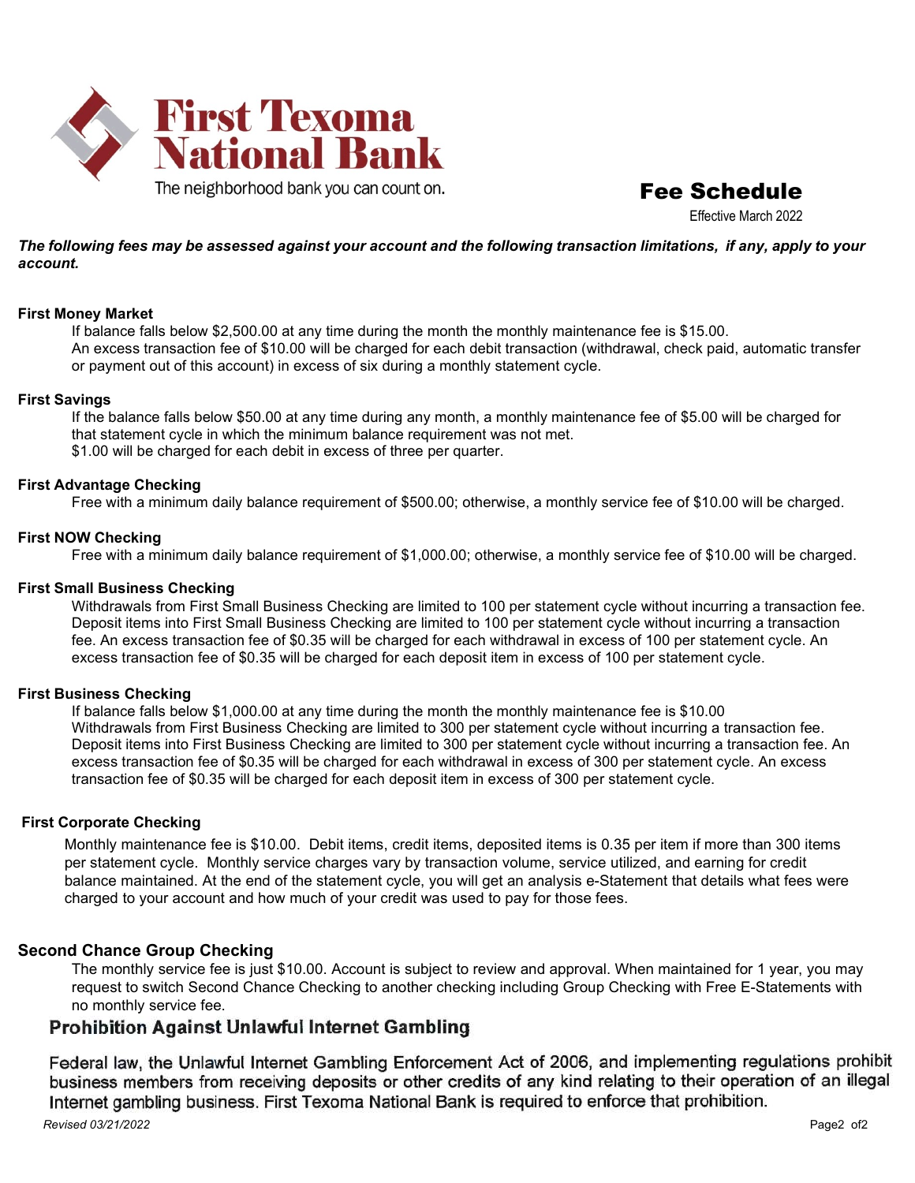# First Texoma National Bank

The neighborhood bank you can count on.

## Fee Schedule

Effective March 2022

***The following fees may be assessed against your account and the following transaction limitations, if any, apply to your account.***

**First Money Market**

If balance falls below $2,500.00 at any time during the month the monthly maintenance fee is $15.00.
An excess transaction fee of $10.00 will be charged for each debit transaction (withdrawal, check paid, automatic transfer or payment out of this account) in excess of six during a monthly statement cycle.

**First Savings**

If the balance falls below $50.00 at any time during any month, a monthly maintenance fee of $5.00 will be charged for that statement cycle in which the minimum balance requirement was not met.
$1.00 will be charged for each debit in excess of three per quarter.

**First Advantage Checking**

Free with a minimum daily balance requirement of $500.00; otherwise, a monthly service fee of $10.00 will be charged.

**First NOW Checking**

Free with a minimum daily balance requirement of $1,000.00; otherwise, a monthly service fee of $10.00 will be charged.

**First Small Business Checking**

Withdrawals from First Small Business Checking are limited to 100 per statement cycle without incurring a transaction fee. Deposit items into First Small Business Checking are limited to 100 per statement cycle without incurring a transaction fee. An excess transaction fee of $0.35 will be charged for each withdrawal in excess of 100 per statement cycle. An excess transaction fee of $0.35 will be charged for each deposit item in excess of 100 per statement cycle.

**First Business Checking**

If balance falls below $1,000.00 at any time during the month the monthly maintenance fee is $10.00
Withdrawals from First Business Checking are limited to 300 per statement cycle without incurring a transaction fee. Deposit items into First Business Checking are limited to 300 per statement cycle without incurring a transaction fee. An excess transaction fee of $0.35 will be charged for each withdrawal in excess of 300 per statement cycle. An excess transaction fee of $0.35 will be charged for each deposit item in excess of 300 per statement cycle.

**First Corporate Checking**

Monthly maintenance fee is $10.00. Debit items, credit items, deposited items is 0.35 per item if more than 300 items per statement cycle. Monthly service charges vary by transaction volume, service utilized, and earning for credit balance maintained. At the end of the statement cycle, you will get an analysis e-Statement that details what fees were charged to your account and how much of your credit was used to pay for those fees.

**Second Chance Group Checking**

The monthly service fee is just $10.00. Account is subject to review and approval. When maintained for 1 year, you may request to switch Second Chance Checking to another checking including Group Checking with Free E-Statements with no monthly service fee.

**Prohibition Against Unlawful Internet Gambling**

Federal law, the Unlawful Internet Gambling Enforcement Act of 2006, and implementing regulations prohibit business members from receiving deposits or other credits of any kind relating to their operation of an illegal Internet gambling business. First Texoma National Bank is required to enforce that prohibition.

*Revised 03/21/2022*